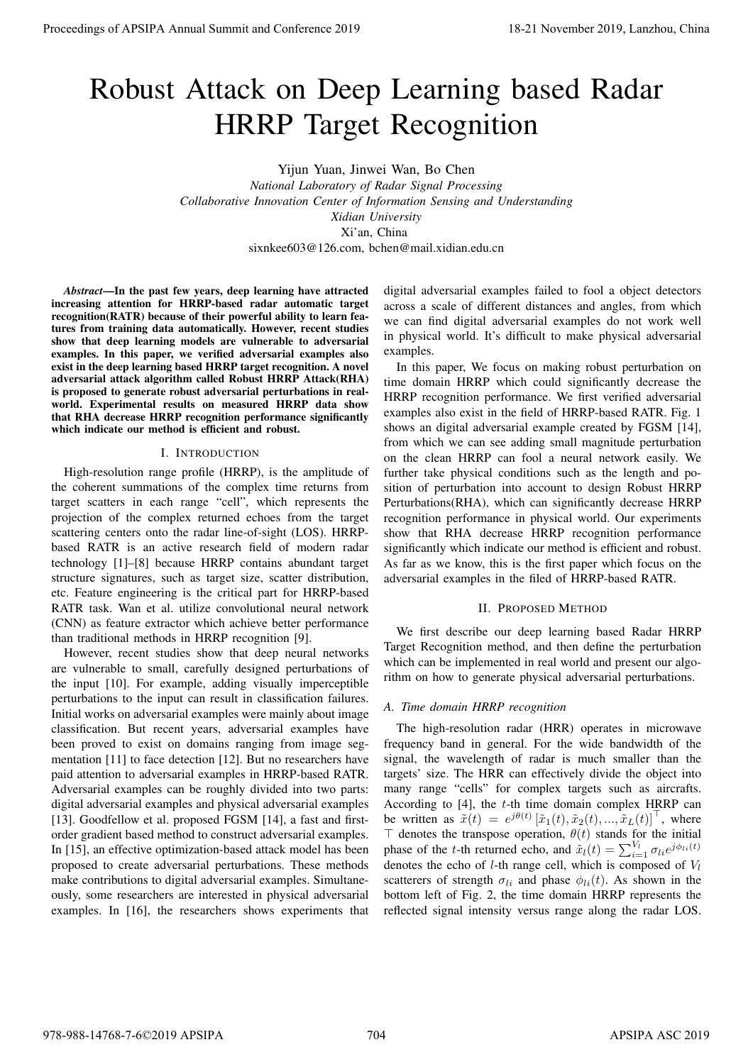// Robust Attack on Deep Learning based Radar HRRP Target Recognition

Yijun Yuan, Jinwei Wan, Bo Chen

*National Laboratory of Radar Signal Processing*
*Collaborative Innovation Center of Information Sensing and Understanding*
*Xidian University*
Xi'an, China
sixnkee603@126.com, bchen@mail.xidian.edu.cn

***Abstract*—In the past few years, deep learning have attracted increasing attention for HRRP-based radar automatic target recognition(RATR) because of their powerful ability to learn features from training data automatically. However, recent studies show that deep learning models are vulnerable to adversarial examples. In this paper, we verified adversarial examples also exist in the deep learning based HRRP target recognition. A novel adversarial attack algorithm called Robust HRRP Attack(RHA) is proposed to generate robust adversarial perturbations in real-world. Experimental results on measured HRRP data show that RHA decrease HRRP recognition performance significantly which indicate our method is efficient and robust.**

## I. Introduction

High-resolution range profile (HRRP), is the amplitude of the coherent summations of the complex time returns from target scatters in each range "cell", which represents the projection of the complex returned echoes from the target scattering centers onto the radar line-of-sight (LOS). HRRP-based RATR is an active research field of modern radar technology [1]–[8] because HRRP contains abundant target structure signatures, such as target size, scatter distribution, etc. Feature engineering is the critical part for HRRP-based RATR task. Wan et al. utilize convolutional neural network (CNN) as feature extractor which achieve better performance than traditional methods in HRRP recognition [9].

However, recent studies show that deep neural networks are vulnerable to small, carefully designed perturbations of the input [10]. For example, adding visually imperceptible perturbations to the input can result in classification failures. Initial works on adversarial examples were mainly about image classification. But recent years, adversarial examples have been proved to exist on domains ranging from image segmentation [11] to face detection [12]. But no researchers have paid attention to adversarial examples in HRRP-based RATR. Adversarial examples can be roughly divided into two parts: digital adversarial examples and physical adversarial examples [13]. Goodfellow et al. proposed FGSM [14], a fast and first-order gradient based method to construct adversarial examples. In [15], an effective optimization-based attack model has been proposed to create adversarial perturbations. These methods make contributions to digital adversarial examples. Simultaneously, some researchers are interested in physical adversarial examples. In [16], the researchers shows experiments that digital adversarial examples failed to fool a object detectors across a scale of different distances and angles, from which we can find digital adversarial examples do not work well in physical world. It's difficult to make physical adversarial examples.

In this paper, We focus on making robust perturbation on time domain HRRP which could significantly decrease the HRRP recognition performance. We first verified adversarial examples also exist in the field of HRRP-based RATR. Fig. 1 shows an digital adversarial example created by FGSM [14], from which we can see adding small magnitude perturbation on the clean HRRP can fool a neural network easily. We further take physical conditions such as the length and position of perturbation into account to design Robust HRRP Perturbations(RHA), which can significantly decrease HRRP recognition performance in physical world. Our experiments show that RHA decrease HRRP recognition performance significantly which indicate our method is efficient and robust. As far as we know, this is the first paper which focus on the adversarial examples in the filed of HRRP-based RATR.

## II. Proposed Method

We first describe our deep learning based Radar HRRP Target Recognition method, and then define the perturbation which can be implemented in real world and present our algorithm on how to generate physical adversarial perturbations.

### *A. Time domain HRRP recognition*

The high-resolution radar (HRR) operates in microwave frequency band in general. For the wide bandwidth of the signal, the wavelength of radar is much smaller than the targets' size. The HRR can effectively divide the object into many range "cells" for complex targets such as aircrafts. According to [4], the $t$-th time domain complex HRRP can be written as $\tilde{x}(t) = e^{j\theta(t)} \left[\tilde{x}_1(t), \tilde{x}_2(t), ..., \tilde{x}_L(t)\right]^\top$, where $\top$ denotes the transpose operation, $\theta(t)$ stands for the initial phase of the $t$-th returned echo, and $\tilde{x}_l(t) = \sum_{i=1}^{V_l} \sigma_{li} e^{j\phi_{li}(t)}$ denotes the echo of $l$-th range cell, which is composed of $V_l$ scatterers of strength $\sigma_{li}$ and phase $\phi_{li}(t)$. As shown in the bottom left of Fig. 2, the time domain HRRP represents the reflected signal intensity versus range along the radar LOS.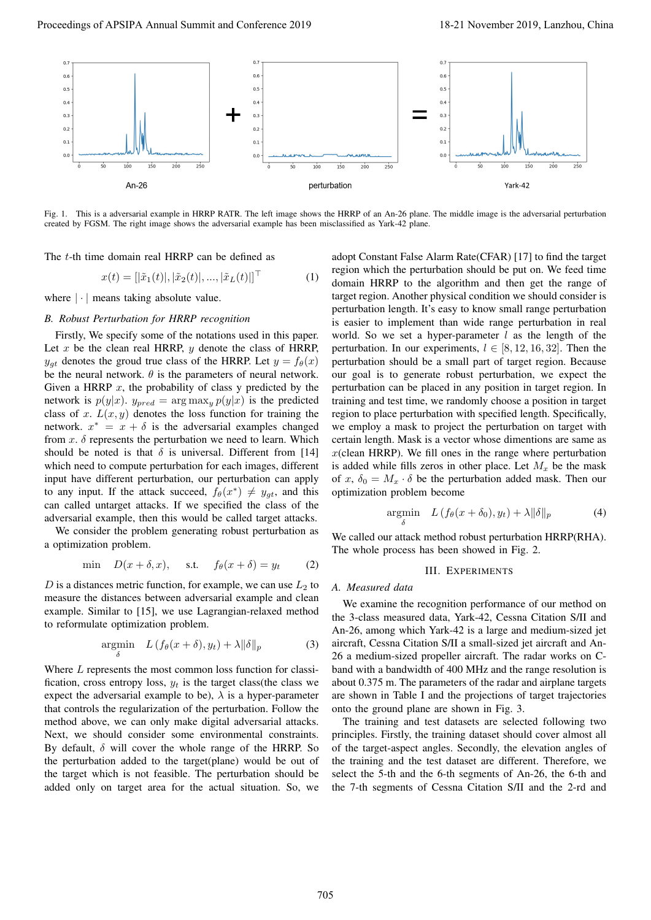Fig. 1. This is a adversarial example in HRRP RATR. The left image shows the HRRP of an An-26 plane. The middle image is the adversarial perturbation created by FGSM. The right image shows the adversarial example has been misclassified as Yark-42 plane.

The $t$-th time domain real HRRP can be defined as

$$x(t) = [|\tilde{x}_1(t)|, |\tilde{x}_2(t)|, ..., |\tilde{x}_L(t)|]^\top \tag{1}$$

where $|\cdot|$ means taking absolute value.

### B. Robust Perturbation for HRRP recognition

Firstly, We specify some of the notations used in this paper. Let $x$ be the clean real HRRP, $y$ denote the class of HRRP, $y_{gt}$ denotes the groud true class of the HRRP. Let $y = f_\theta(x)$ be the neural network. $\theta$ is the parameters of neural network. Given a HRRP $x$, the probability of class y predicted by the network is $p(y|x)$. $y_{pred} = \arg\max_y p(y|x)$ is the predicted class of $x$. $L(x, y)$ denotes the loss function for training the network. $x^* = x + \delta$ is the adversarial examples changed from $x$. $\delta$ represents the perturbation we need to learn. Which should be noted is that $\delta$ is universal. Different from [14] which need to compute perturbation for each images, different input have different perturbation, our perturbation can apply to any input. If the attack succeed, $f_\theta(x^*) \neq y_{gt}$, and this can called untarget attacks. If we specified the class of the adversarial example, then this would be called target attacks.

We consider the problem generating robust perturbation as a optimization problem.

$$\min \quad D(x + \delta, x), \quad \text{s.t.} \quad f_\theta(x + \delta) = y_t \tag{2}$$

$D$ is a distances metric function, for example, we can use $L_2$ to measure the distances between adversarial example and clean example. Similar to [15], we use Lagrangian-relaxed method to reformulate optimization problem.

$$\underset{\delta}{\text{argmin}} \quad L\left(f_\theta(x + \delta), y_t\right) + \lambda \|\delta\|_p \tag{3}$$

Where $L$ represents the most common loss function for classification, cross entropy loss, $y_t$ is the target class(the class we expect the adversarial example to be), $\lambda$ is a hyper-parameter that controls the regularization of the perturbation. Follow the method above, we can only make digital adversarial attacks. Next, we should consider some environmental constraints. By default, $\delta$ will cover the whole range of the HRRP. So the perturbation added to the target(plane) would be out of the target which is not feasible. The perturbation should be added only on target area for the actual situation. So, we adopt Constant False Alarm Rate(CFAR) [17] to find the target region which the perturbation should be put on. We feed time domain HRRP to the algorithm and then get the range of target region. Another physical condition we should consider is perturbation length. It's easy to know small range perturbation is easier to implement than wide range perturbation in real world. So we set a hyper-parameter $l$ as the length of the perturbation. In our experiments, $l \in [8, 12, 16, 32]$. Then the perturbation should be a small part of target region. Because our goal is to generate robust perturbation, we expect the perturbation can be placed in any position in target region. In training and test time, we randomly choose a position in target region to place perturbation with specified length. Specifically, we employ a mask to project the perturbation on target with certain length. Mask is a vector whose dimentions are same as $x$(clean HRRP). We fill ones in the range where perturbation is added while fills zeros in other place. Let $M_x$ be the mask of $x$, $\delta_0 = M_x \cdot \delta$ be the perturbation added mask. Then our optimization problem become

$$\underset{\delta}{\text{argmin}} \quad L\left(f_\theta(x + \delta_0), y_t\right) + \lambda \|\delta\|_p \tag{4}$$

We called our attack method robust perturbation HRRP(RHA). The whole process has been showed in Fig. 2.

## III. Experiments

### A. Measured data

We examine the recognition performance of our method on the 3-class measured data, Yark-42, Cessna Citation S/II and An-26, among which Yark-42 is a large and medium-sized jet aircraft, Cessna Citation S/II a small-sized jet aircraft and An-26 a medium-sized propeller aircraft. The radar works on C-band with a bandwidth of 400 MHz and the range resolution is about 0.375 m. The parameters of the radar and airplane targets are shown in Table I and the projections of target trajectories onto the ground plane are shown in Fig. 3.

The training and test datasets are selected following two principles. Firstly, the training dataset should cover almost all of the target-aspect angles. Secondly, the elevation angles of the training and the test dataset are different. Therefore, we select the 5-th and the 6-th segments of An-26, the 6-th and the 7-th segments of Cessna Citation S/II and the 2-rd and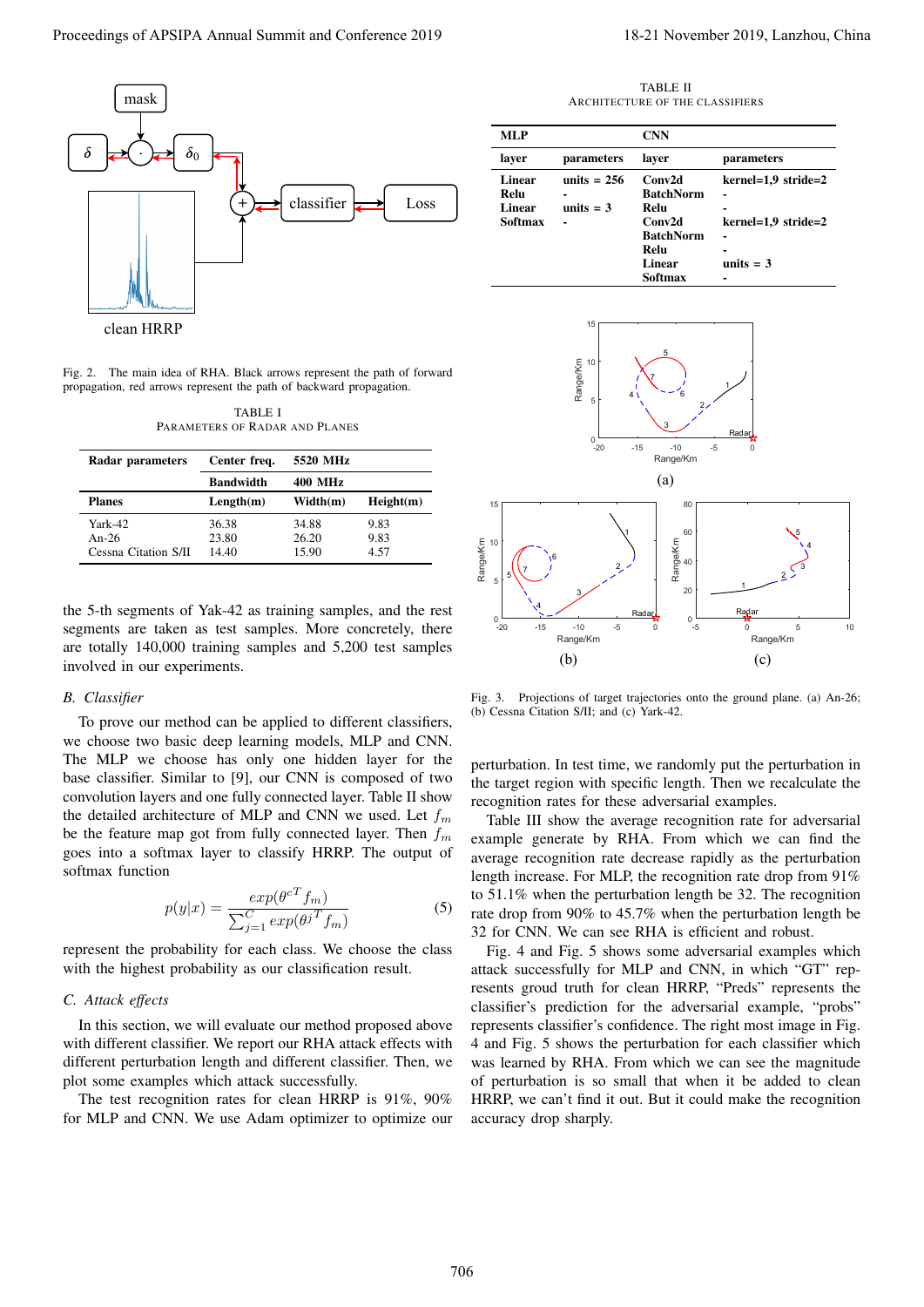Fig. 2. The main idea of RHA. Black arrows represent the path of forward propagation, red arrows represent the path of backward propagation.

TABLE I
PARAMETERS OF RADAR AND PLANES

| Radar parameters | Center freq. | 5520 MHz | |
|---|---|---|---|
| | Bandwidth | 400 MHz | |
| **Planes** | **Length(m)** | **Width(m)** | **Height(m)** |
| Yark-42 | 36.38 | 34.88 | 9.83 |
| An-26 | 23.80 | 26.20 | 9.83 |
| Cessna Citation S/II | 14.40 | 15.90 | 4.57 |

the 5-th segments of Yak-42 as training samples, and the rest segments are taken as test samples. More concretely, there are totally 140,000 training samples and 5,200 test samples involved in our experiments.

### B. Classifier

To prove our method can be applied to different classifiers, we choose two basic deep learning models, MLP and CNN. The MLP we choose has only one hidden layer for the base classifier. Similar to [9], our CNN is composed of two convolution layers and one fully connected layer. Table II show the detailed architecture of MLP and CNN we used. Let $f_m$ be the feature map got from fully connected layer. Then $f_m$ goes into a softmax layer to classify HRRP. The output of softmax function

$$p(y|x) = \frac{exp(\theta^{c^T} f_m)}{\sum_{j=1}^{C} exp(\theta^{j^T} f_m)} \tag{5}$$

represent the probability for each class. We choose the class with the highest probability as our classification result.

### C. Attack effects

In this section, we will evaluate our method proposed above with different classifier. We report our RHA attack effects with different perturbation length and different classifier. Then, we plot some examples which attack successfully.

The test recognition rates for clean HRRP is 91%, 90% for MLP and CNN. We use Adam optimizer to optimize our perturbation. In test time, we randomly put the perturbation in the target region with specific length. Then we recalculate the recognition rates for these adversarial examples.

TABLE II
ARCHITECTURE OF THE CLASSIFIERS

| MLP | | CNN | |
|---|---|---|---|
| **layer** | **parameters** | **layer** | **parameters** |
| Linear | units = 256 | Conv2d | kernel=1,9 stride=2 |
| Relu | - | BatchNorm | - |
| Linear | units = 3 | Relu | - |
| Softmax | - | Conv2d | kernel=1,9 stride=2 |
| | | BatchNorm | - |
| | | Relu | - |
| | | Linear | units = 3 |
| | | Softmax | - |

Fig. 3. Projections of target trajectories onto the ground plane. (a) An-26; (b) Cessna Citation S/II; and (c) Yark-42.

Table III show the average recognition rate for adversarial example generate by RHA. From which we can find the average recognition rate decrease rapidly as the perturbation length increase. For MLP, the recognition rate drop from 91% to 51.1% when the perturbation length be 32. The recognition rate drop from 90% to 45.7% when the perturbation length be 32 for CNN. We can see RHA is efficient and robust.

Fig. 4 and Fig. 5 shows some adversarial examples which attack successfully for MLP and CNN, in which "GT" represents groud truth for clean HRRP, "Preds" represents the classifier's prediction for the adversarial example, "probs" represents classifier's confidence. The right most image in Fig. 4 and Fig. 5 shows the perturbation for each classifier which was learned by RHA. From which we can see the magnitude of perturbation is so small that when it be added to clean HRRP, we can't find it out. But it could make the recognition accuracy drop sharply.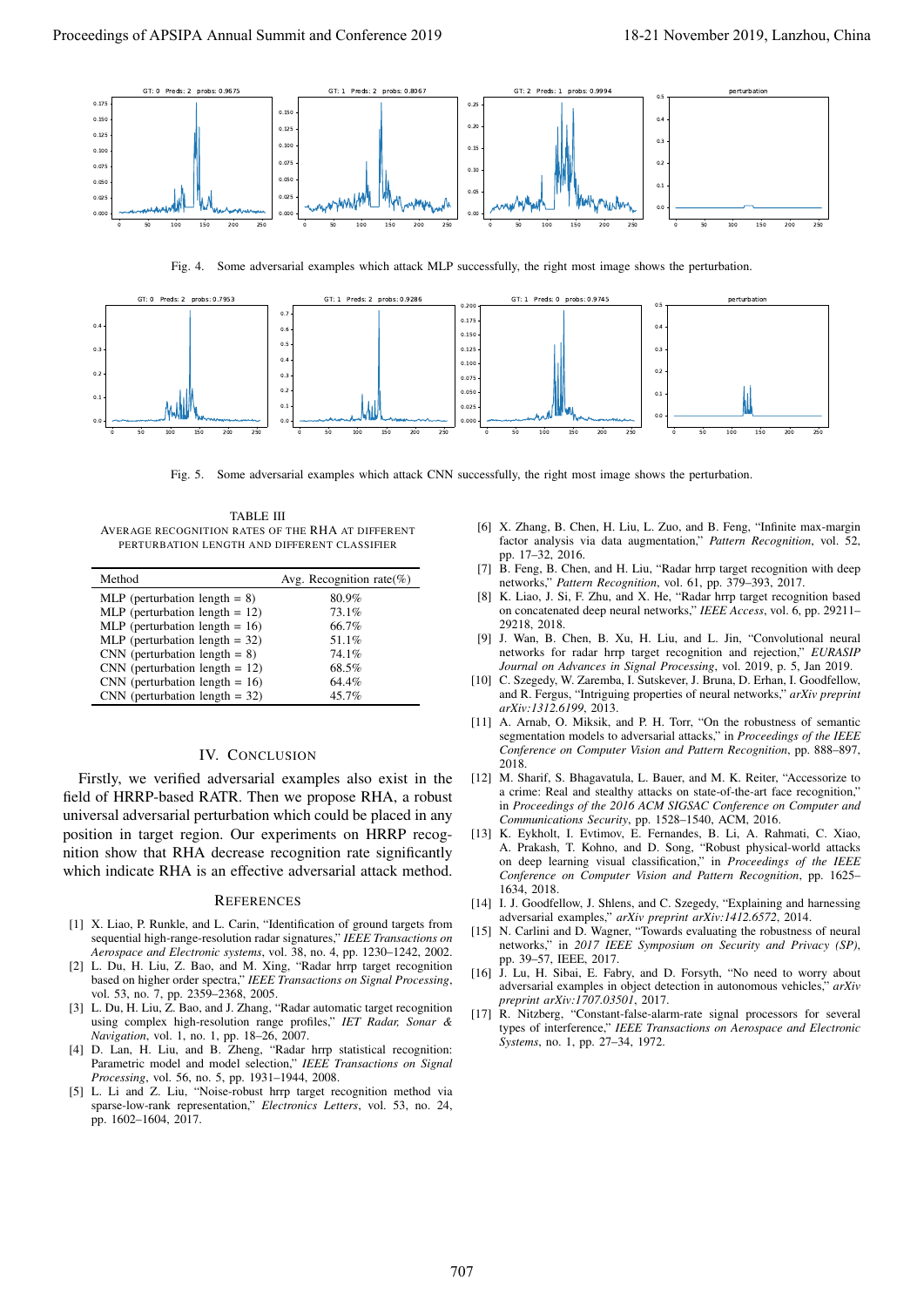GT: 0 Preds: 2 probs: 0.9675

GT: 1 Preds: 2 probs: 0.8067

GT: 2 Preds: 1 probs: 0.9994

perturbation

Fig. 4. Some adversarial examples which attack MLP successfully, the right most image shows the perturbation.

GT: 0 Preds: 2 probs: 0.7953

GT: 1 Preds: 2 probs: 0.9286

GT: 1 Preds: 0 probs: 0.9745

perturbation

Fig. 5. Some adversarial examples which attack CNN successfully, the right most image shows the perturbation.

TABLE III
AVERAGE RECOGNITION RATES OF THE RHA AT DIFFERENT PERTURBATION LENGTH AND DIFFERENT CLASSIFIER

| Method | Avg. Recognition rate(%) |
|---|---|
| MLP (perturbation length = 8) | 80.9% |
| MLP (perturbation length = 12) | 73.1% |
| MLP (perturbation length = 16) | 66.7% |
| MLP (perturbation length = 32) | 51.1% |
| CNN (perturbation length = 8) | 74.1% |
| CNN (perturbation length = 12) | 68.5% |
| CNN (perturbation length = 16) | 64.4% |
| CNN (perturbation length = 32) | 45.7% |

## IV. CONCLUSION

Firstly, we verified adversarial examples also exist in the field of HRRP-based RATR. Then we propose RHA, a robust universal adversarial perturbation which could be placed in any position in target region. Our experiments on HRRP recognition show that RHA decrease recognition rate significantly which indicate RHA is an effective adversarial attack method.

## REFERENCES

[1] X. Liao, P. Runkle, and L. Carin, "Identification of ground targets from sequential high-range-resolution radar signatures," *IEEE Transactions on Aerospace and Electronic systems*, vol. 38, no. 4, pp. 1230–1242, 2002.

[2] L. Du, H. Liu, Z. Bao, and M. Xing, "Radar hrrp target recognition based on higher order spectra," *IEEE Transactions on Signal Processing*, vol. 53, no. 7, pp. 2359–2368, 2005.

[3] L. Du, H. Liu, Z. Bao, and J. Zhang, "Radar automatic target recognition using complex high-resolution range profiles," *IET Radar, Sonar & Navigation*, vol. 1, no. 1, pp. 18–26, 2007.

[4] D. Lan, H. Liu, and B. Zheng, "Radar hrrp statistical recognition: Parametric model and model selection," *IEEE Transactions on Signal Processing*, vol. 56, no. 5, pp. 1931–1944, 2008.

[5] L. Li and Z. Liu, "Noise-robust hrrp target recognition method via sparse-low-rank representation," *Electronics Letters*, vol. 53, no. 24, pp. 1602–1604, 2017.

[6] X. Zhang, B. Chen, H. Liu, L. Zuo, and B. Feng, "Infinite max-margin factor analysis via data augmentation," *Pattern Recognition*, vol. 52, pp. 17–32, 2016.

[7] B. Feng, B. Chen, and H. Liu, "Radar hrrp target recognition with deep networks," *Pattern Recognition*, vol. 61, pp. 379–393, 2017.

[8] K. Liao, J. Si, F. Zhu, and X. He, "Radar hrrp target recognition based on concatenated deep neural networks," *IEEE Access*, vol. 6, pp. 29211–29218, 2018.

[9] J. Wan, B. Chen, B. Xu, H. Liu, and L. Jin, "Convolutional neural networks for radar hrrp target recognition and rejection," *EURASIP Journal on Advances in Signal Processing*, vol. 2019, p. 5, Jan 2019.

[10] C. Szegedy, W. Zaremba, I. Sutskever, J. Bruna, D. Erhan, I. Goodfellow, and R. Fergus, "Intriguing properties of neural networks," *arXiv preprint arXiv:1312.6199*, 2013.

[11] A. Arnab, O. Miksik, and P. H. Torr, "On the robustness of semantic segmentation models to adversarial attacks," in *Proceedings of the IEEE Conference on Computer Vision and Pattern Recognition*, pp. 888–897, 2018.

[12] M. Sharif, S. Bhagavatula, L. Bauer, and M. K. Reiter, "Accessorize to a crime: Real and stealthy attacks on state-of-the-art face recognition," in *Proceedings of the 2016 ACM SIGSAC Conference on Computer and Communications Security*, pp. 1528–1540, ACM, 2016.

[13] K. Eykholt, I. Evtimov, E. Fernandes, B. Li, A. Rahmati, C. Xiao, A. Prakash, T. Kohno, and D. Song, "Robust physical-world attacks on deep learning visual classification," in *Proceedings of the IEEE Conference on Computer Vision and Pattern Recognition*, pp. 1625–1634, 2018.

[14] I. J. Goodfellow, J. Shlens, and C. Szegedy, "Explaining and harnessing adversarial examples," *arXiv preprint arXiv:1412.6572*, 2014.

[15] N. Carlini and D. Wagner, "Towards evaluating the robustness of neural networks," in *2017 IEEE Symposium on Security and Privacy (SP)*, pp. 39–57, IEEE, 2017.

[16] J. Lu, H. Sibai, E. Fabry, and D. Forsyth, "No need to worry about adversarial examples in object detection in autonomous vehicles," *arXiv preprint arXiv:1707.03501*, 2017.

[17] R. Nitzberg, "Constant-false-alarm-rate signal processors for several types of interference," *IEEE Transactions on Aerospace and Electronic Systems*, no. 1, pp. 27–34, 1972.